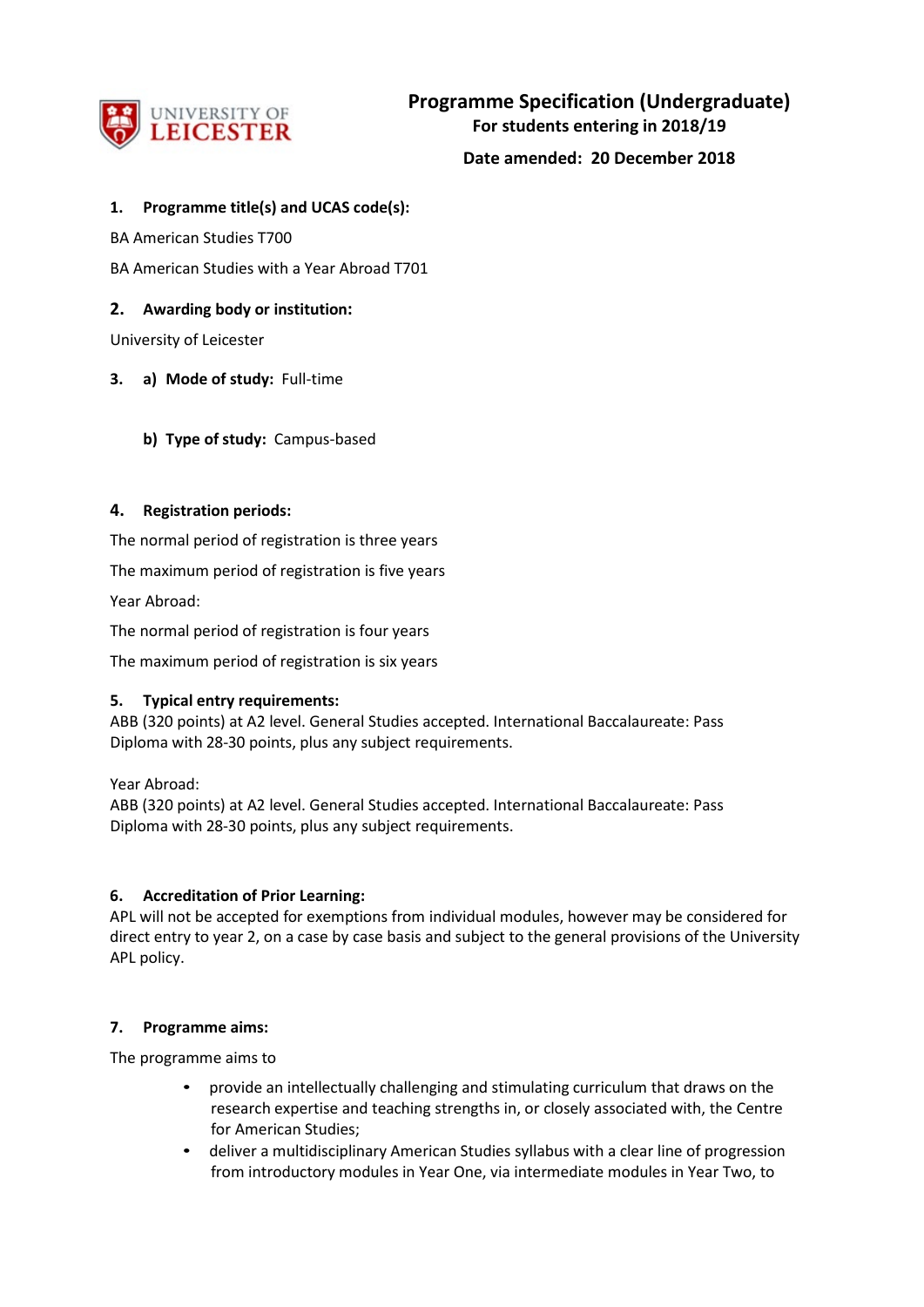# Programme Specification (Undergraduate)

**For students entering in 2018/19**

**Date amended: 20 December 2018**

## 1. Programme title(s) and UCAS code(s):

BA American Studies T700

BA American Studies with a Year Abroad T701

## 2. Awarding body or institution:

University of Leicester

## 3. a) Mode of study: Full-time

**b) Type of study:** Campus-based

## 4. Registration periods:

The normal period of registration is three years

The maximum period of registration is five years

Year Abroad:

The normal period of registration is four years

The maximum period of registration is six years

## 5. Typical entry requirements:

ABB (320 points) at A2 level. General Studies accepted. International Baccalaureate: Pass Diploma with 28-30 points, plus any subject requirements.

Year Abroad:
ABB (320 points) at A2 level. General Studies accepted. International Baccalaureate: Pass Diploma with 28-30 points, plus any subject requirements.

## 6. Accreditation of Prior Learning:

APL will not be accepted for exemptions from individual modules, however may be considered for direct entry to year 2, on a case by case basis and subject to the general provisions of the University APL policy.

## 7. Programme aims:

The programme aims to

- provide an intellectually challenging and stimulating curriculum that draws on the research expertise and teaching strengths in, or closely associated with, the Centre for American Studies;
- deliver a multidisciplinary American Studies syllabus with a clear line of progression from introductory modules in Year One, via intermediate modules in Year Two, to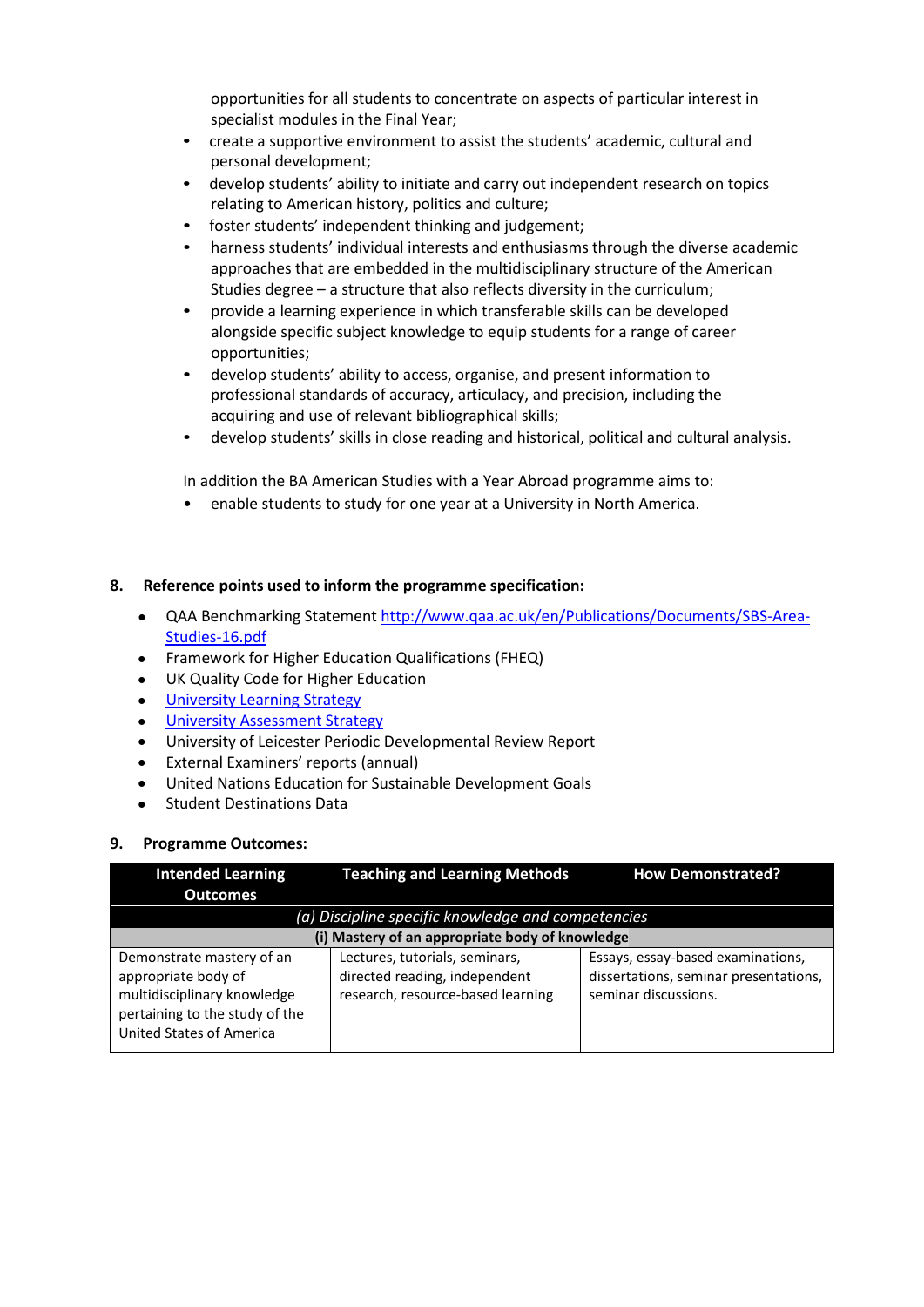opportunities for all students to concentrate on aspects of particular interest in specialist modules in the Final Year;

- create a supportive environment to assist the students' academic, cultural and personal development;
- develop students' ability to initiate and carry out independent research on topics relating to American history, politics and culture;
- foster students' independent thinking and judgement;
- harness students' individual interests and enthusiasms through the diverse academic approaches that are embedded in the multidisciplinary structure of the American Studies degree – a structure that also reflects diversity in the curriculum;
- provide a learning experience in which transferable skills can be developed alongside specific subject knowledge to equip students for a range of career opportunities;
- develop students' ability to access, organise, and present information to professional standards of accuracy, articulacy, and precision, including the acquiring and use of relevant bibliographical skills;
- develop students' skills in close reading and historical, political and cultural analysis.

In addition the BA American Studies with a Year Abroad programme aims to:

- enable students to study for one year at a University in North America.

## 8. Reference points used to inform the programme specification:

- QAA Benchmarking Statement [http://www.qaa.ac.uk/en/Publications/Documents/SBS-Area-Studies-16.pdf](http://www.qaa.ac.uk/en/Publications/Documents/SBS-Area-Studies-16.pdf)
- Framework for Higher Education Qualifications (FHEQ)
- UK Quality Code for Higher Education
- University Learning Strategy
- University Assessment Strategy
- University of Leicester Periodic Developmental Review Report
- External Examiners' reports (annual)
- United Nations Education for Sustainable Development Goals
- Student Destinations Data

## 9. Programme Outcomes:

| Intended Learning Outcomes | Teaching and Learning Methods | How Demonstrated? |
|---|---|---|
| *(a) Discipline specific knowledge and competencies* | | |
| **(i) Mastery of an appropriate body of knowledge** | | |
| Demonstrate mastery of an appropriate body of multidisciplinary knowledge pertaining to the study of the United States of America | Lectures, tutorials, seminars, directed reading, independent research, resource-based learning | Essays, essay-based examinations, dissertations, seminar presentations, seminar discussions. |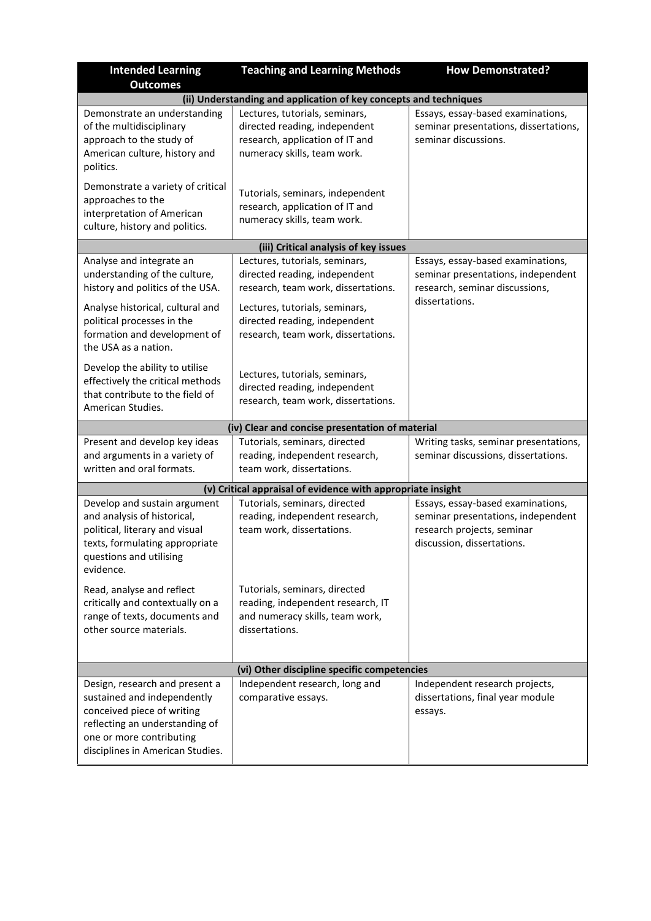| Intended Learning Outcomes | Teaching and Learning Methods | How Demonstrated? |
|---|---|---|
| **(ii) Understanding and application of key concepts and techniques** | | |
| Demonstrate an understanding of the multidisciplinary approach to the study of American culture, history and politics. | Lectures, tutorials, seminars, directed reading, independent research, application of IT and numeracy skills, team work. | Essays, essay-based examinations, seminar presentations, dissertations, seminar discussions. |
| Demonstrate a variety of critical approaches to the interpretation of American culture, history and politics. | Tutorials, seminars, independent research, application of IT and numeracy skills, team work. | |
| **(iii) Critical analysis of key issues** | | |
| Analyse and integrate an understanding of the culture, history and politics of the USA. | Lectures, tutorials, seminars, directed reading, independent research, team work, dissertations. | Essays, essay-based examinations, seminar presentations, independent research, seminar discussions, dissertations. |
| Analyse historical, cultural and political processes in the formation and development of the USA as a nation. | Lectures, tutorials, seminars, directed reading, independent research, team work, dissertations. | |
| Develop the ability to utilise effectively the critical methods that contribute to the field of American Studies. | Lectures, tutorials, seminars, directed reading, independent research, team work, dissertations. | |
| **(iv) Clear and concise presentation of material** | | |
| Present and develop key ideas and arguments in a variety of written and oral formats. | Tutorials, seminars, directed reading, independent research, team work, dissertations. | Writing tasks, seminar presentations, seminar discussions, dissertations. |
| **(v) Critical appraisal of evidence with appropriate insight** | | |
| Develop and sustain argument and analysis of historical, political, literary and visual texts, formulating appropriate questions and utilising evidence. | Tutorials, seminars, directed reading, independent research, team work, dissertations. | Essays, essay-based examinations, seminar presentations, independent research projects, seminar discussion, dissertations. |
| Read, analyse and reflect critically and contextually on a range of texts, documents and other source materials. | Tutorials, seminars, directed reading, independent research, IT and numeracy skills, team work, dissertations. | |
| **(vi) Other discipline specific competencies** | | |
| Design, research and present a sustained and independently conceived piece of writing reflecting an understanding of one or more contributing disciplines in American Studies. | Independent research, long and comparative essays. | Independent research projects, dissertations, final year module essays. |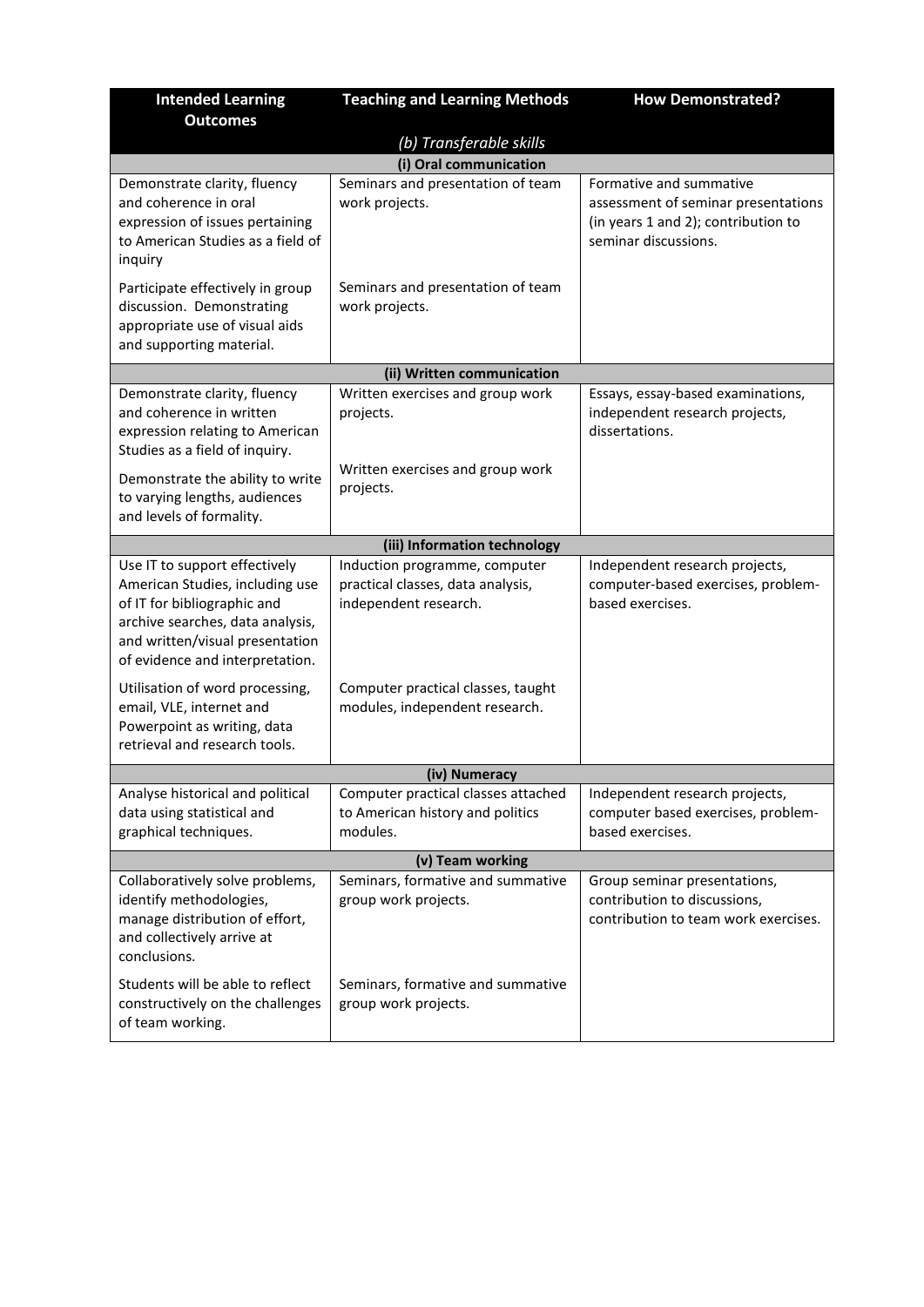| Intended Learning Outcomes | Teaching and Learning Methods | How Demonstrated? |
|---|---|---|
| | *(b) Transferable skills* | |
| | **(i) Oral communication** | |
| Demonstrate clarity, fluency and coherence in oral expression of issues pertaining to American Studies as a field of inquiry | Seminars and presentation of team work projects. | Formative and summative assessment of seminar presentations (in years 1 and 2); contribution to seminar discussions. |
| Participate effectively in group discussion. Demonstrating appropriate use of visual aids and supporting material. | Seminars and presentation of team work projects. | |
| | **(ii) Written communication** | |
| Demonstrate clarity, fluency and coherence in written expression relating to American Studies as a field of inquiry. | Written exercises and group work projects. | Essays, essay-based examinations, independent research projects, dissertations. |
| Demonstrate the ability to write to varying lengths, audiences and levels of formality. | Written exercises and group work projects. | |
| | **(iii) Information technology** | |
| Use IT to support effectively American Studies, including use of IT for bibliographic and archive searches, data analysis, and written/visual presentation of evidence and interpretation. | Induction programme, computer practical classes, data analysis, independent research. | Independent research projects, computer-based exercises, problem-based exercises. |
| Utilisation of word processing, email, VLE, internet and Powerpoint as writing, data retrieval and research tools. | Computer practical classes, taught modules, independent research. | |
| | **(iv) Numeracy** | |
| Analyse historical and political data using statistical and graphical techniques. | Computer practical classes attached to American history and politics modules. | Independent research projects, computer based exercises, problem-based exercises. |
| | **(v) Team working** | |
| Collaboratively solve problems, identify methodologies, manage distribution of effort, and collectively arrive at conclusions. | Seminars, formative and summative group work projects. | Group seminar presentations, contribution to discussions, contribution to team work exercises. |
| Students will be able to reflect constructively on the challenges of team working. | Seminars, formative and summative group work projects. | |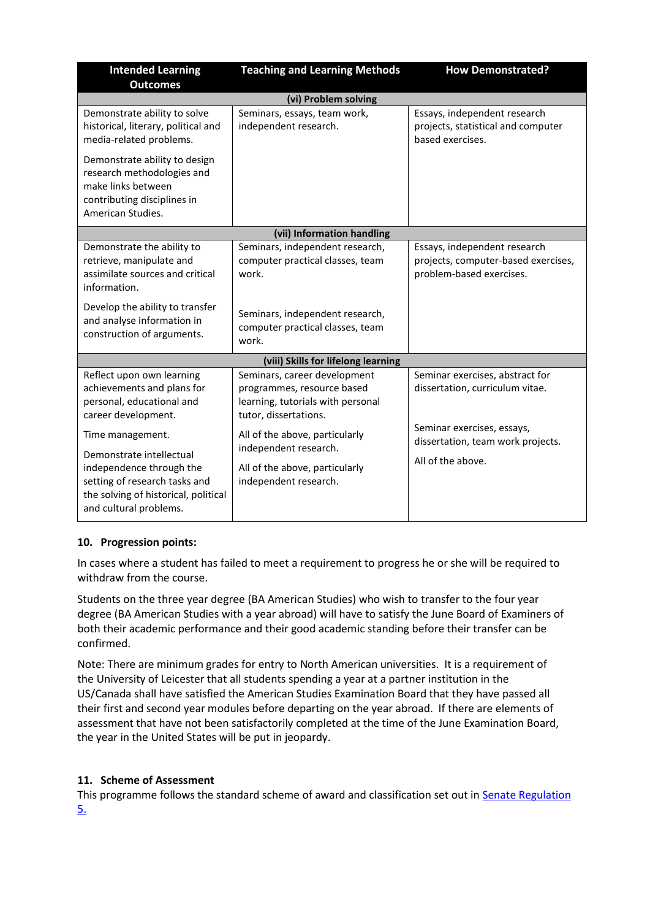| Intended Learning Outcomes | Teaching and Learning Methods | How Demonstrated? |
|---|---|---|
| **(vi) Problem solving** | | |
| Demonstrate ability to solve historical, literary, political and media-related problems.<br><br>Demonstrate ability to design research methodologies and make links between contributing disciplines in American Studies. | Seminars, essays, team work, independent research. | Essays, independent research projects, statistical and computer based exercises. |
| **(vii) Information handling** | | |
| Demonstrate the ability to retrieve, manipulate and assimilate sources and critical information.<br><br>Develop the ability to transfer and analyse information in construction of arguments. | Seminars, independent research, computer practical classes, team work.<br><br>Seminars, independent research, computer practical classes, team work. | Essays, independent research projects, computer-based exercises, problem-based exercises. |
| **(viii) Skills for lifelong learning** | | |
| Reflect upon own learning achievements and plans for personal, educational and career development.<br><br>Time management.<br><br>Demonstrate intellectual independence through the setting of research tasks and the solving of historical, political and cultural problems. | Seminars, career development programmes, resource based learning, tutorials with personal tutor, dissertations.<br><br>All of the above, particularly independent research.<br><br>All of the above, particularly independent research. | Seminar exercises, abstract for dissertation, curriculum vitae.<br><br>Seminar exercises, essays, dissertation, team work projects.<br><br>All of the above. |

## 10. Progression points:

In cases where a student has failed to meet a requirement to progress he or she will be required to withdraw from the course.

Students on the three year degree (BA American Studies) who wish to transfer to the four year degree (BA American Studies with a year abroad) will have to satisfy the June Board of Examiners of both their academic performance and their good academic standing before their transfer can be confirmed.

Note: There are minimum grades for entry to North American universities. It is a requirement of the University of Leicester that all students spending a year at a partner institution in the US/Canada shall have satisfied the American Studies Examination Board that they have passed all their first and second year modules before departing on the year abroad. If there are elements of assessment that have not been satisfactorily completed at the time of the June Examination Board, the year in the United States will be put in jeopardy.

## 11. Scheme of Assessment

This programme follows the standard scheme of award and classification set out in [Senate Regulation 5.](#)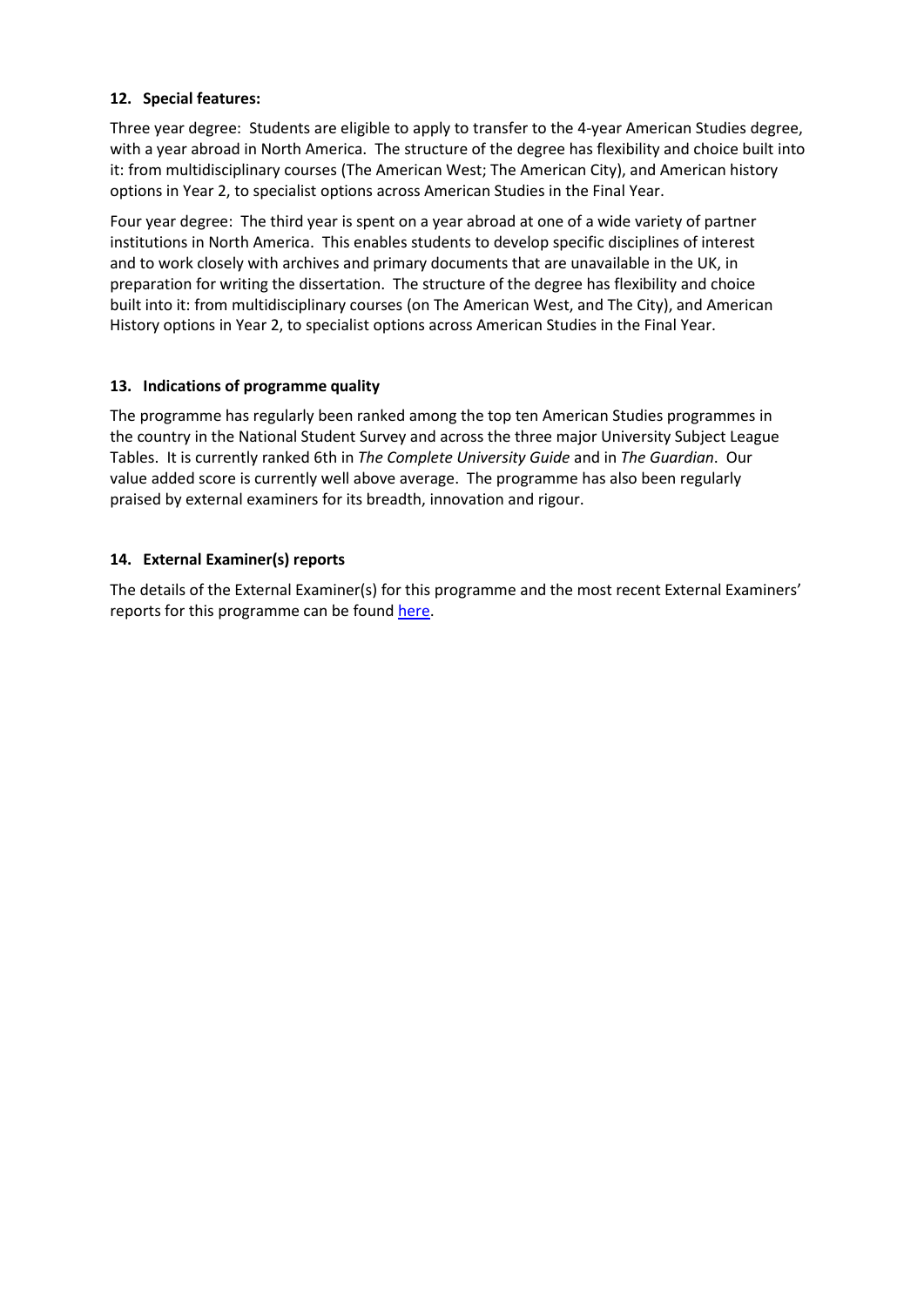## 12. Special features:

Three year degree: Students are eligible to apply to transfer to the 4-year American Studies degree, with a year abroad in North America. The structure of the degree has flexibility and choice built into it: from multidisciplinary courses (The American West; The American City), and American history options in Year 2, to specialist options across American Studies in the Final Year.

Four year degree: The third year is spent on a year abroad at one of a wide variety of partner institutions in North America. This enables students to develop specific disciplines of interest and to work closely with archives and primary documents that are unavailable in the UK, in preparation for writing the dissertation. The structure of the degree has flexibility and choice built into it: from multidisciplinary courses (on The American West, and The City), and American History options in Year 2, to specialist options across American Studies in the Final Year.

## 13. Indications of programme quality

The programme has regularly been ranked among the top ten American Studies programmes in the country in the National Student Survey and across the three major University Subject League Tables. It is currently ranked 6th in *The Complete University Guide* and in *The Guardian*. Our value added score is currently well above average. The programme has also been regularly praised by external examiners for its breadth, innovation and rigour.

## 14. External Examiner(s) reports

The details of the External Examiner(s) for this programme and the most recent External Examiners' reports for this programme can be found here.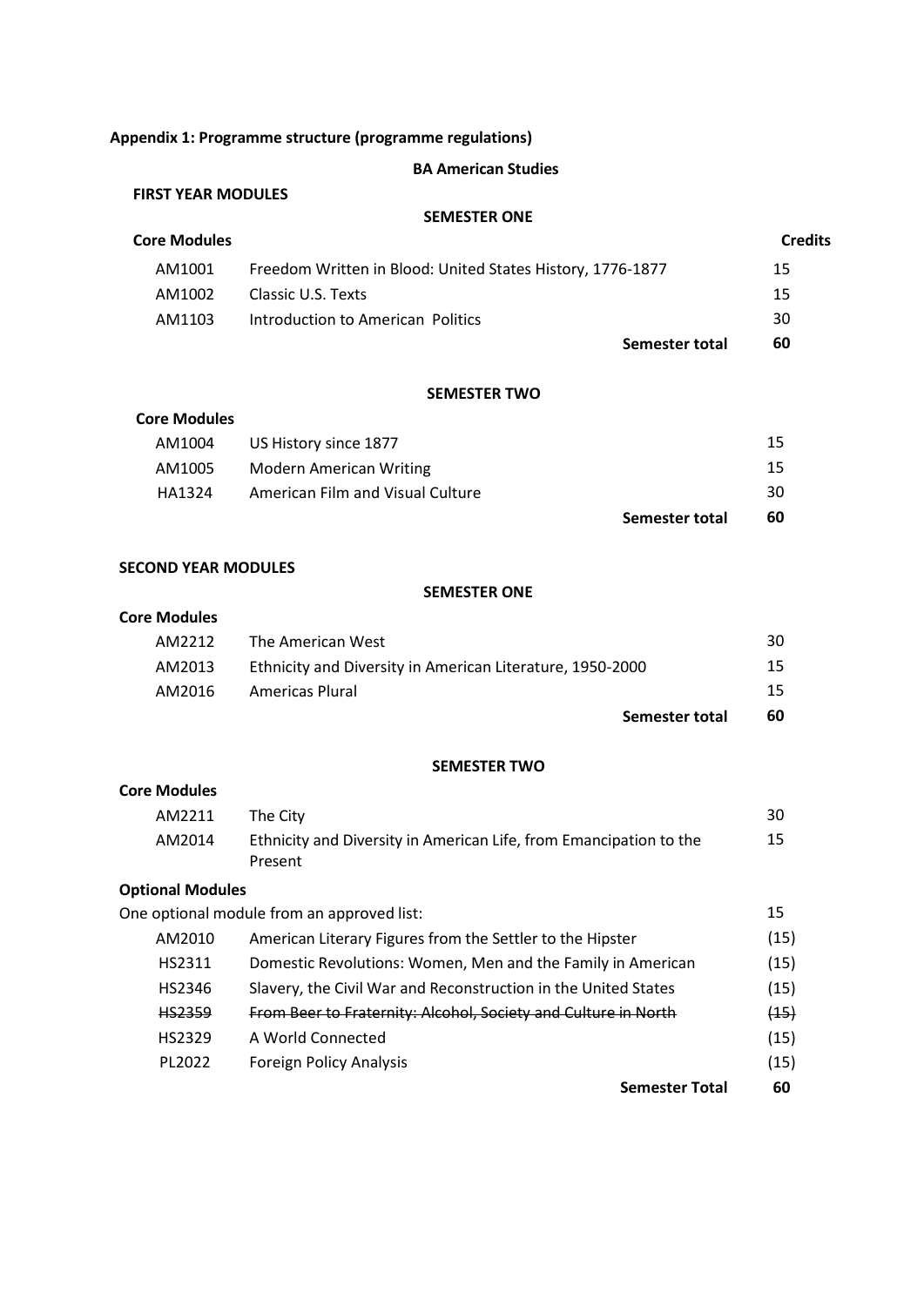**Appendix 1: Programme structure (programme regulations)**

**BA American Studies**

**FIRST YEAR MODULES**

**SEMESTER ONE**

| **Core Modules** | | **Credits** |
|---|---|---|
| AM1001 | Freedom Written in Blood: United States History, 1776-1877 | 15 |
| AM1002 | Classic U.S. Texts | 15 |
| AM1103 | Introduction to American Politics | 30 |
| | **Semester total** | **60** |

**SEMESTER TWO**

| **Core Modules** | | |
|---|---|---|
| AM1004 | US History since 1877 | 15 |
| AM1005 | Modern American Writing | 15 |
| HA1324 | American Film and Visual Culture | 30 |
| | **Semester total** | **60** |

**SECOND YEAR MODULES**

**SEMESTER ONE**

| **Core Modules** | | |
|---|---|---|
| AM2212 | The American West | 30 |
| AM2013 | Ethnicity and Diversity in American Literature, 1950-2000 | 15 |
| AM2016 | Americas Plural | 15 |
| | **Semester total** | **60** |

**SEMESTER TWO**

| **Core Modules** | | |
|---|---|---|
| AM2211 | The City | 30 |
| AM2014 | Ethnicity and Diversity in American Life, from Emancipation to the Present | 15 |
| **Optional Modules** | | |
| One optional module from an approved list: | | 15 |
| AM2010 | American Literary Figures from the Settler to the Hipster | (15) |
| HS2311 | Domestic Revolutions: Women, Men and the Family in American | (15) |
| HS2346 | Slavery, the Civil War and Reconstruction in the United States | (15) |
| ~~HS2359~~ | ~~From Beer to Fraternity: Alcohol, Society and Culture in North~~ | ~~(15)~~ |
| HS2329 | A World Connected | (15) |
| PL2022 | Foreign Policy Analysis | (15) |
| | **Semester Total** | **60** |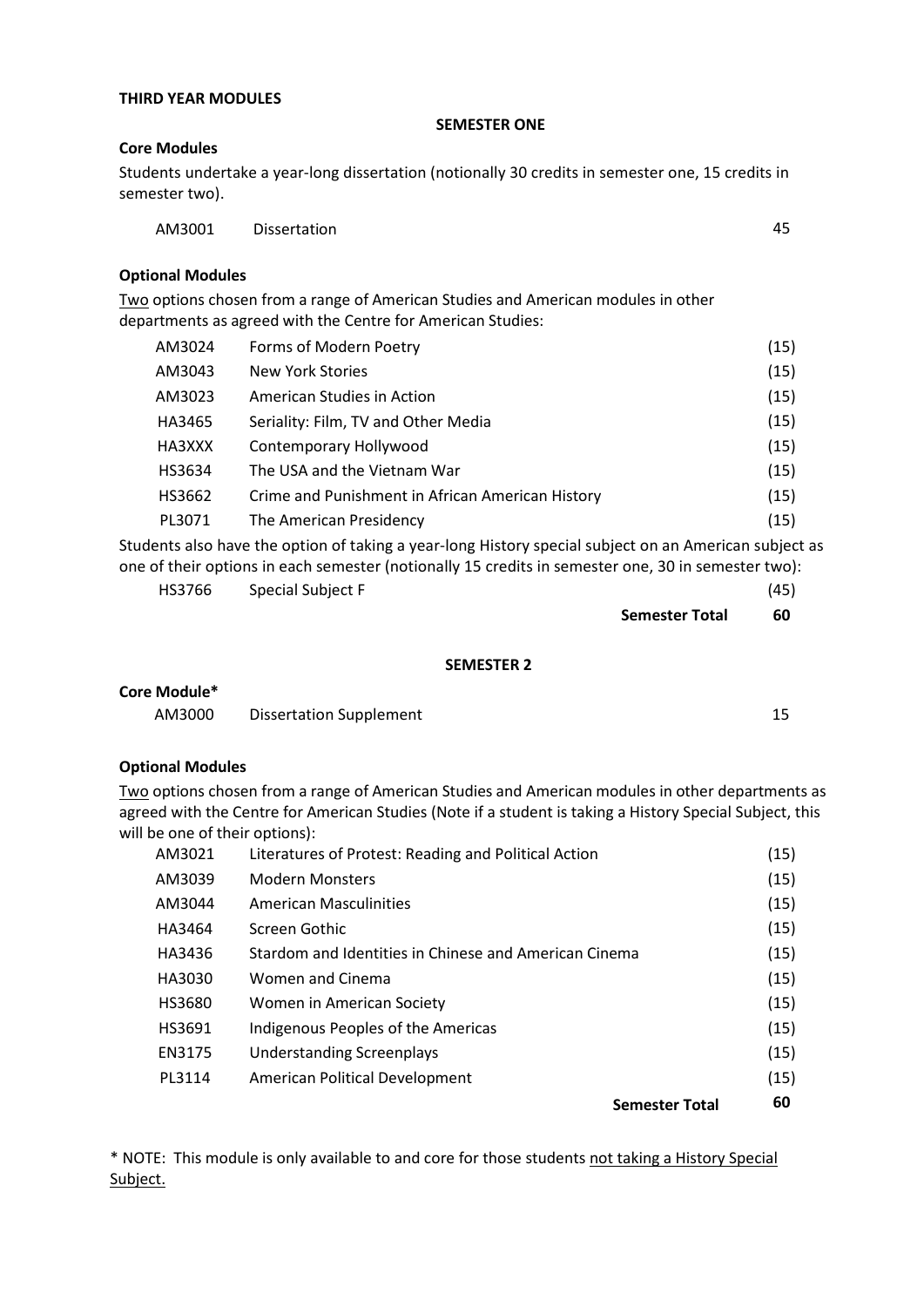**THIRD YEAR MODULES**

**SEMESTER ONE**

**Core Modules**

Students undertake a year-long dissertation (notionally 30 credits in semester one, 15 credits in semester two).

| | | |
|---|---|---|
| AM3001 | Dissertation | 45 |

**Optional Modules**

<u>Two</u> options chosen from a range of American Studies and American modules in other departments as agreed with the Centre for American Studies:

| | | |
|---|---|---|
| AM3024 | Forms of Modern Poetry | (15) |
| AM3043 | New York Stories | (15) |
| AM3023 | American Studies in Action | (15) |
| HA3465 | Seriality: Film, TV and Other Media | (15) |
| HA3XXX | Contemporary Hollywood | (15) |
| HS3634 | The USA and the Vietnam War | (15) |
| HS3662 | Crime and Punishment in African American History | (15) |
| PL3071 | The American Presidency | (15) |

Students also have the option of taking a year-long History special subject on an American subject as one of their options in each semester (notionally 15 credits in semester one, 30 in semester two):

| | | |
|---|---|---|
| HS3766 | Special Subject F | (45) |
| | **Semester Total** | **60** |

**SEMESTER 2**

**Core Module***

| | | |
|---|---|---|
| AM3000 | Dissertation Supplement | 15 |

**Optional Modules**

<u>Two</u> options chosen from a range of American Studies and American modules in other departments as agreed with the Centre for American Studies (Note if a student is taking a History Special Subject, this will be one of their options):

| | | |
|---|---|---|
| AM3021 | Literatures of Protest: Reading and Political Action | (15) |
| AM3039 | Modern Monsters | (15) |
| AM3044 | American Masculinities | (15) |
| HA3464 | Screen Gothic | (15) |
| HA3436 | Stardom and Identities in Chinese and American Cinema | (15) |
| HA3030 | Women and Cinema | (15) |
| HS3680 | Women in American Society | (15) |
| HS3691 | Indigenous Peoples of the Americas | (15) |
| EN3175 | Understanding Screenplays | (15) |
| PL3114 | American Political Development | (15) |
| | **Semester Total** | **60** |

* NOTE: This module is only available to and core for those students <u>not taking a History Special Subject.</u>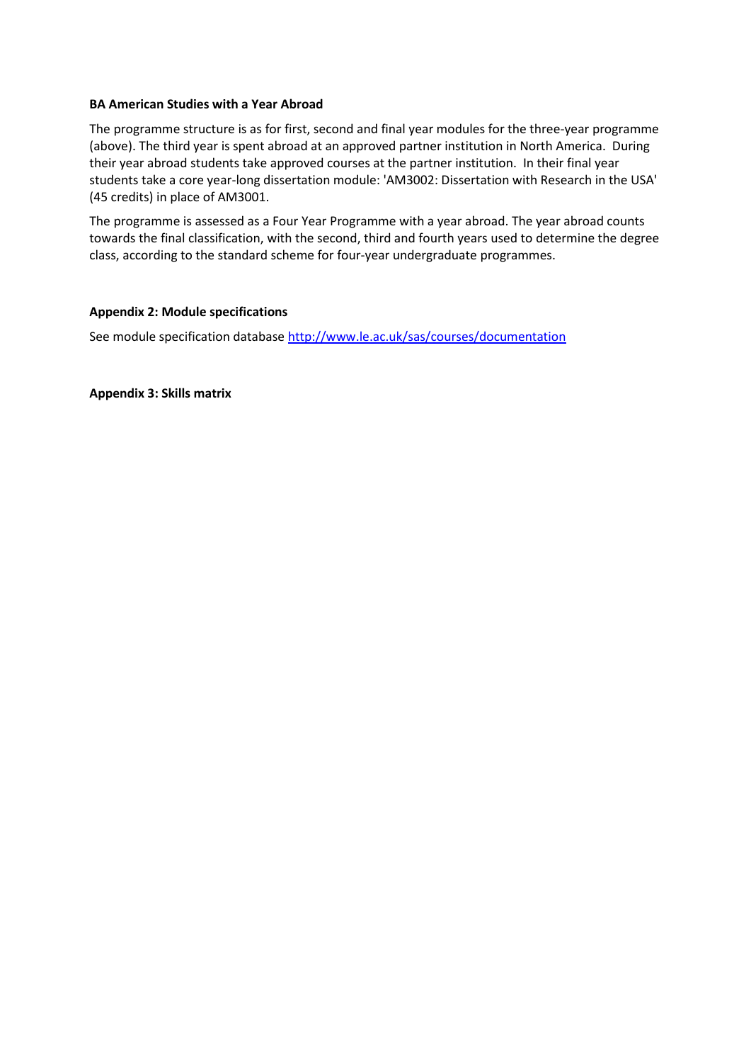**BA American Studies with a Year Abroad**

The programme structure is as for first, second and final year modules for the three-year programme (above). The third year is spent abroad at an approved partner institution in North America. During their year abroad students take approved courses at the partner institution. In their final year students take a core year-long dissertation module: 'AM3002: Dissertation with Research in the USA' (45 credits) in place of AM3001.

The programme is assessed as a Four Year Programme with a year abroad. The year abroad counts towards the final classification, with the second, third and fourth years used to determine the degree class, according to the standard scheme for four-year undergraduate programmes.

**Appendix 2: Module specifications**

See module specification database http://www.le.ac.uk/sas/courses/documentation

**Appendix 3: Skills matrix**